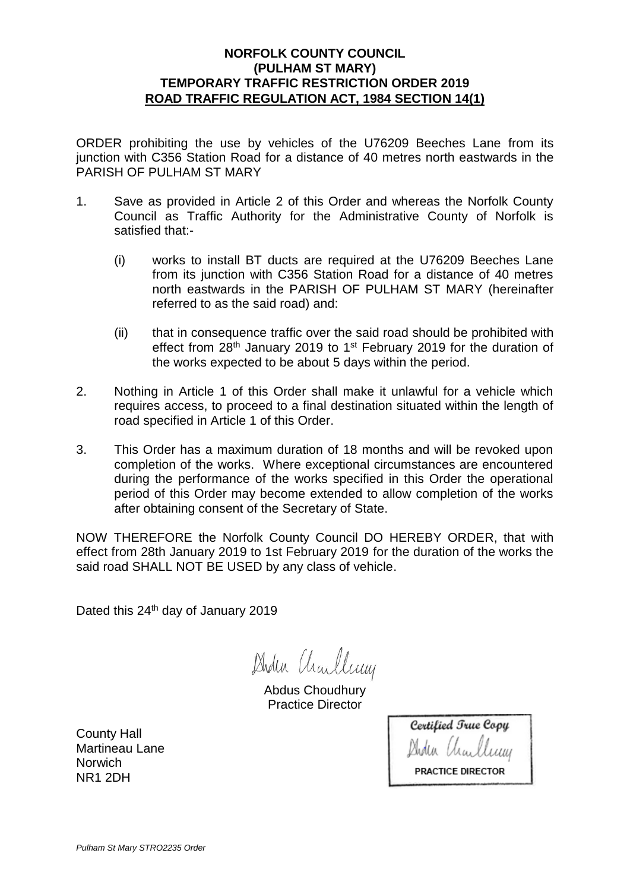**NORFOLK COUNTY COUNCIL**
**(PULHAM ST MARY)**
**TEMPORARY TRAFFIC RESTRICTION ORDER 2019**
**ROAD TRAFFIC REGULATION ACT, 1984 SECTION 14(1)**

ORDER prohibiting the use by vehicles of the U76209 Beeches Lane from its junction with C356 Station Road for a distance of 40 metres north eastwards in the PARISH OF PULHAM ST MARY

1. Save as provided in Article 2 of this Order and whereas the Norfolk County Council as Traffic Authority for the Administrative County of Norfolk is satisfied that:-

   (i) works to install BT ducts are required at the U76209 Beeches Lane from its junction with C356 Station Road for a distance of 40 metres north eastwards in the PARISH OF PULHAM ST MARY (hereinafter referred to as the said road) and:

   (ii) that in consequence traffic over the said road should be prohibited with effect from 28th January 2019 to 1st February 2019 for the duration of the works expected to be about 5 days within the period.

2. Nothing in Article 1 of this Order shall make it unlawful for a vehicle which requires access, to proceed to a final destination situated within the length of road specified in Article 1 of this Order.

3. This Order has a maximum duration of 18 months and will be revoked upon completion of the works. Where exceptional circumstances are encountered during the performance of the works specified in this Order the operational period of this Order may become extended to allow completion of the works after obtaining consent of the Secretary of State.

NOW THEREFORE the Norfolk County Council DO HEREBY ORDER, that with effect from 28th January 2019 to 1st February 2019 for the duration of the works the said road SHALL NOT BE USED by any class of vehicle.

Dated this 24th day of January 2019

Abdus Choudhury
Practice Director

County Hall
Martineau Lane
Norwich
NR1 2DH

Certified True Copy
PRACTICE DIRECTOR

*Pulham St Mary STRO2235 Order*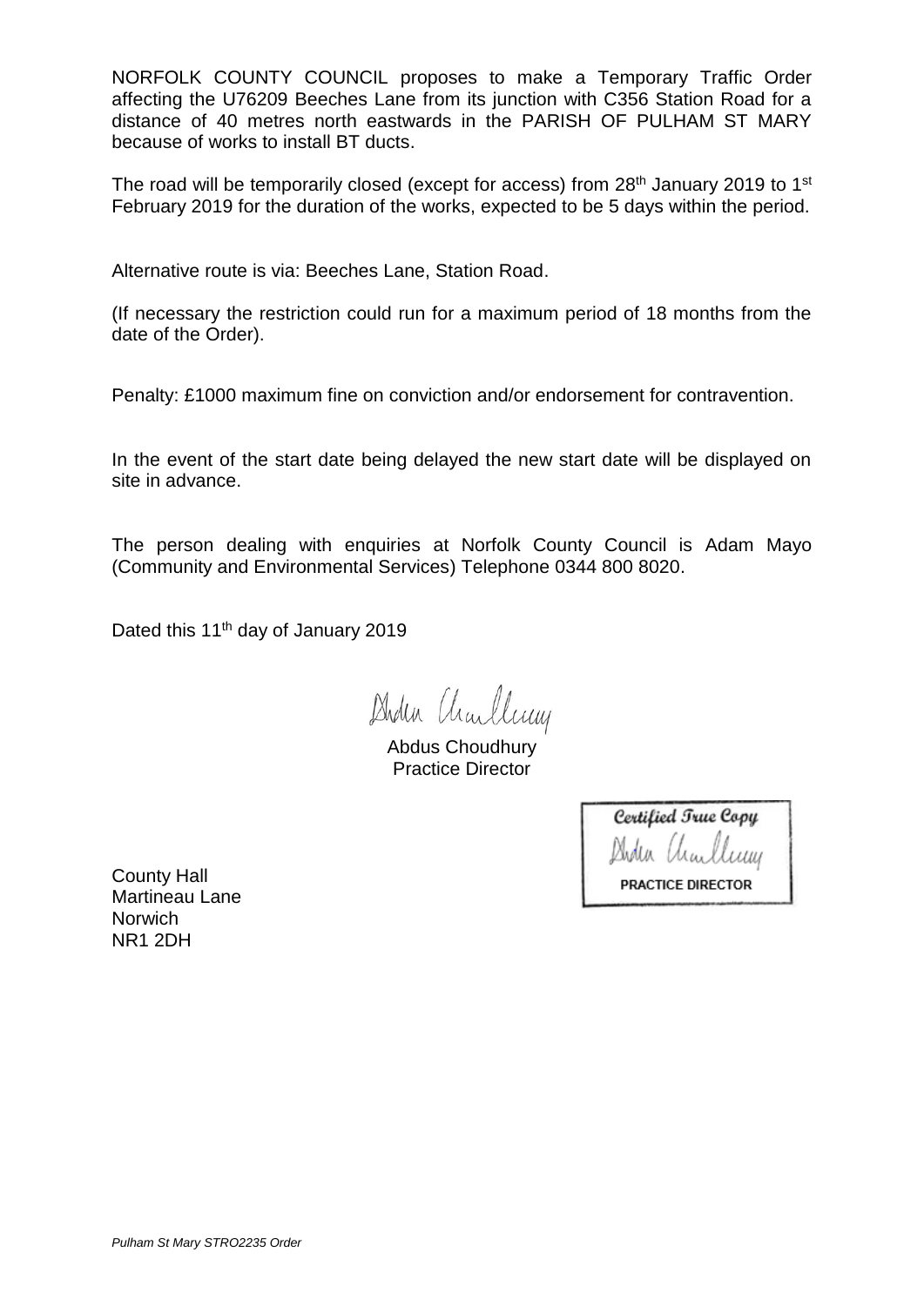NORFOLK COUNTY COUNCIL proposes to make a Temporary Traffic Order affecting the U76209 Beeches Lane from its junction with C356 Station Road for a distance of 40 metres north eastwards in the PARISH OF PULHAM ST MARY because of works to install BT ducts.

The road will be temporarily closed (except for access) from 28th January 2019 to 1st February 2019 for the duration of the works, expected to be 5 days within the period.

Alternative route is via: Beeches Lane, Station Road.

(If necessary the restriction could run for a maximum period of 18 months from the date of the Order).

Penalty: £1000 maximum fine on conviction and/or endorsement for contravention.

In the event of the start date being delayed the new start date will be displayed on site in advance.

The person dealing with enquiries at Norfolk County Council is Adam Mayo (Community and Environmental Services) Telephone 0344 800 8020.

Dated this 11th day of January 2019

Abdus Choudhury
Practice Director

*Certified True Copy*
PRACTICE DIRECTOR

County Hall
Martineau Lane
Norwich
NR1 2DH

*Pulham St Mary STRO2235 Order*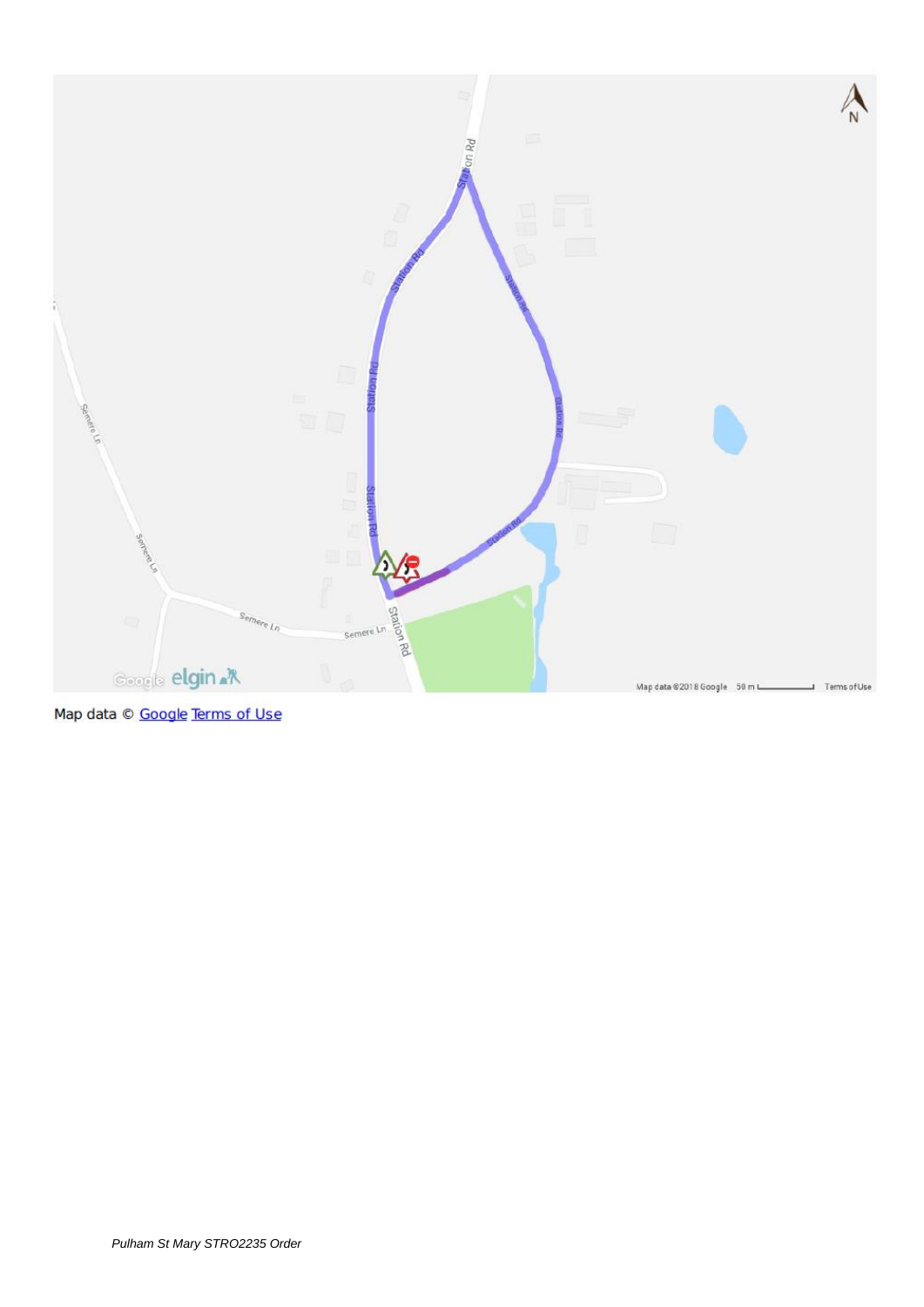Station Rd

Station Rd

Station Rd

Station Rd

Station Rd

Station Rd

Station Rd

Station Rd

Semere Ln

Semere Ln

Semere Ln

Semere Ln

Station Rd

N

Google elgin

Map data ©2018 Google 50 m Terms of Use

Map data © Google Terms of Use

*Pulham St Mary STRO2235 Order*